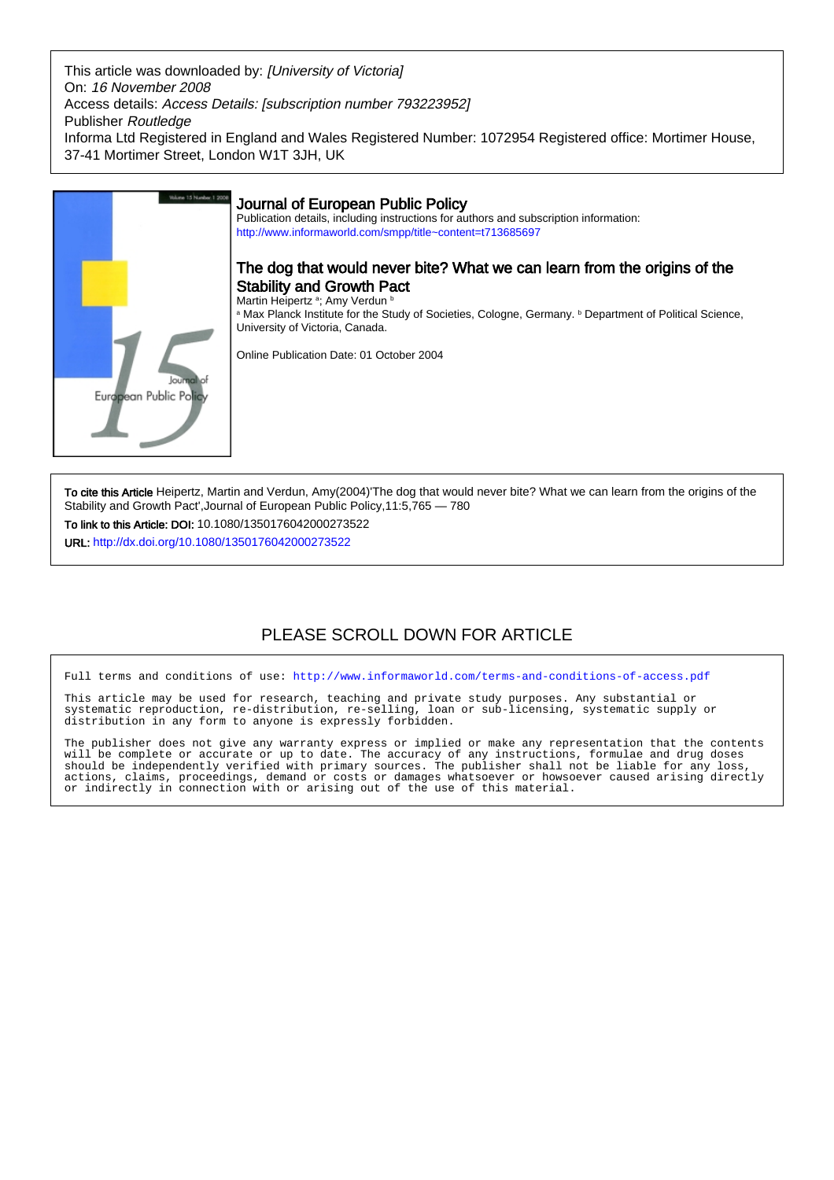This article was downloaded by: *[University of Victoria]*
On: *16 November 2008*
Access details: *Access Details: [subscription number 793223952]*
Publisher *Routledge*
Informa Ltd Registered in England and Wales Registered Number: 1072954 Registered office: Mortimer House, 37-41 Mortimer Street, London W1T 3JH, UK

# Journal of European Public Policy

Publication details, including instructions for authors and subscription information:
http://www.informaworld.com/smpp/title~content=t713685697

## The dog that would never bite? What we can learn from the origins of the Stability and Growth Pact

Martin Heipertz [a]; Amy Verdun [b]

[a] Max Planck Institute for the Study of Societies, Cologne, Germany. [b] Department of Political Science, University of Victoria, Canada.

Online Publication Date: 01 October 2004

**To cite this Article** Heipertz, Martin and Verdun, Amy(2004)'The dog that would never bite? What we can learn from the origins of the Stability and Growth Pact',Journal of European Public Policy,11:5,765 — 780

**To link to this Article: DOI:** 10.1080/1350176042000273522

**URL:** http://dx.doi.org/10.1080/1350176042000273522

PLEASE SCROLL DOWN FOR ARTICLE

Full terms and conditions of use: http://www.informaworld.com/terms-and-conditions-of-access.pdf

This article may be used for research, teaching and private study purposes. Any substantial or systematic reproduction, re-distribution, re-selling, loan or sub-licensing, systematic supply or distribution in any form to anyone is expressly forbidden.

The publisher does not give any warranty express or implied or make any representation that the contents will be complete or accurate or up to date. The accuracy of any instructions, formulae and drug doses should be independently verified with primary sources. The publisher shall not be liable for any loss, actions, claims, proceedings, demand or costs or damages whatsoever or howsoever caused arising directly or indirectly in connection with or arising out of the use of this material.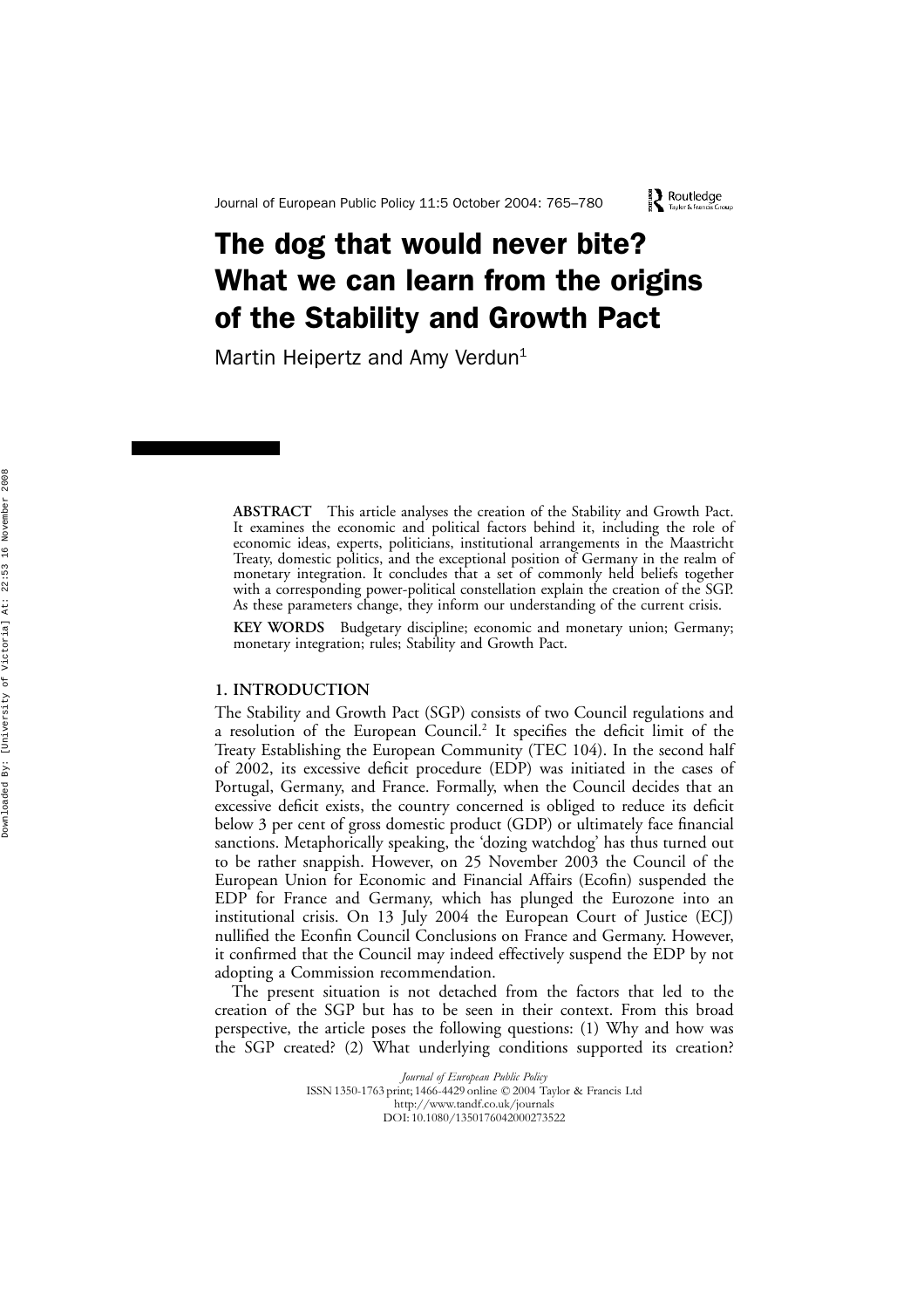# The dog that would never bite? What we can learn from the origins of the Stability and Growth Pact

Martin Heipertz and Amy Verdun[1]

**ABSTRACT** This article analyses the creation of the Stability and Growth Pact. It examines the economic and political factors behind it, including the role of economic ideas, experts, politicians, institutional arrangements in the Maastricht Treaty, domestic politics, and the exceptional position of Germany in the realm of monetary integration. It concludes that a set of commonly held beliefs together with a corresponding power-political constellation explain the creation of the SGP. As these parameters change, they inform our understanding of the current crisis.

**KEY WORDS** Budgetary discipline; economic and monetary union; Germany; monetary integration; rules; Stability and Growth Pact.

## 1. INTRODUCTION

The Stability and Growth Pact (SGP) consists of two Council regulations and a resolution of the European Council.[2] It specifies the deficit limit of the Treaty Establishing the European Community (TEC 104). In the second half of 2002, its excessive deficit procedure (EDP) was initiated in the cases of Portugal, Germany, and France. Formally, when the Council decides that an excessive deficit exists, the country concerned is obliged to reduce its deficit below 3 per cent of gross domestic product (GDP) or ultimately face financial sanctions. Metaphorically speaking, the 'dozing watchdog' has thus turned out to be rather snappish. However, on 25 November 2003 the Council of the European Union for Economic and Financial Affairs (Ecofin) suspended the EDP for France and Germany, which has plunged the Eurozone into an institutional crisis. On 13 July 2004 the European Court of Justice (ECJ) nullified the Econfin Council Conclusions on France and Germany. However, it confirmed that the Council may indeed effectively suspend the EDP by not adopting a Commission recommendation.

The present situation is not detached from the factors that led to the creation of the SGP but has to be seen in their context. From this broad perspective, the article poses the following questions: (1) Why and how was the SGP created? (2) What underlying conditions supported its creation?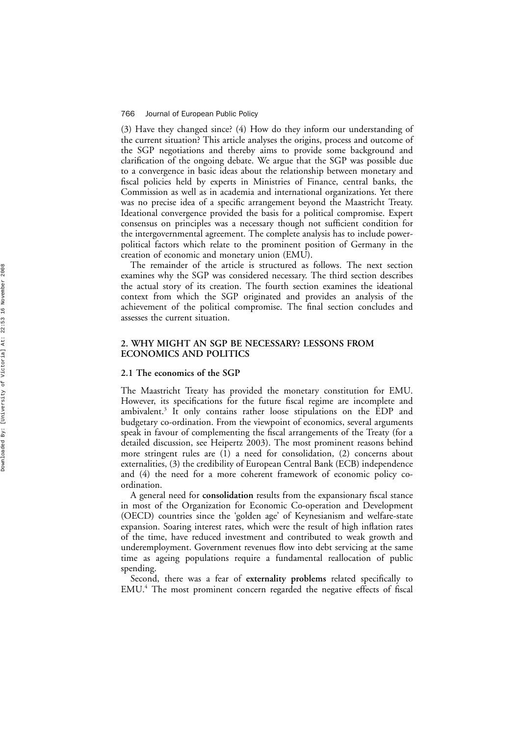(3) Have they changed since? (4) How do they inform our understanding of the current situation? This article analyses the origins, process and outcome of the SGP negotiations and thereby aims to provide some background and clarification of the ongoing debate. We argue that the SGP was possible due to a convergence in basic ideas about the relationship between monetary and fiscal policies held by experts in Ministries of Finance, central banks, the Commission as well as in academia and international organizations. Yet there was no precise idea of a specific arrangement beyond the Maastricht Treaty. Ideational convergence provided the basis for a political compromise. Expert consensus on principles was a necessary though not sufficient condition for the intergovernmental agreement. The complete analysis has to include power-political factors which relate to the prominent position of Germany in the creation of economic and monetary union (EMU).

The remainder of the article is structured as follows. The next section examines why the SGP was considered necessary. The third section describes the actual story of its creation. The fourth section examines the ideational context from which the SGP originated and provides an analysis of the achievement of the political compromise. The final section concludes and assesses the current situation.

## 2. WHY MIGHT AN SGP BE NECESSARY? LESSONS FROM ECONOMICS AND POLITICS

### 2.1 The economics of the SGP

The Maastricht Treaty has provided the monetary constitution for EMU. However, its specifications for the future fiscal regime are incomplete and ambivalent.[3] It only contains rather loose stipulations on the EDP and budgetary co-ordination. From the viewpoint of economics, several arguments speak in favour of complementing the fiscal arrangements of the Treaty (for a detailed discussion, see Heipertz 2003). The most prominent reasons behind more stringent rules are (1) a need for consolidation, (2) concerns about externalities, (3) the credibility of European Central Bank (ECB) independence and (4) the need for a more coherent framework of economic policy co-ordination.

A general need for **consolidation** results from the expansionary fiscal stance in most of the Organization for Economic Co-operation and Development (OECD) countries since the 'golden age' of Keynesianism and welfare-state expansion. Soaring interest rates, which were the result of high inflation rates of the time, have reduced investment and contributed to weak growth and underemployment. Government revenues flow into debt servicing at the same time as ageing populations require a fundamental reallocation of public spending.

Second, there was a fear of **externality problems** related specifically to EMU.[4] The most prominent concern regarded the negative effects of fiscal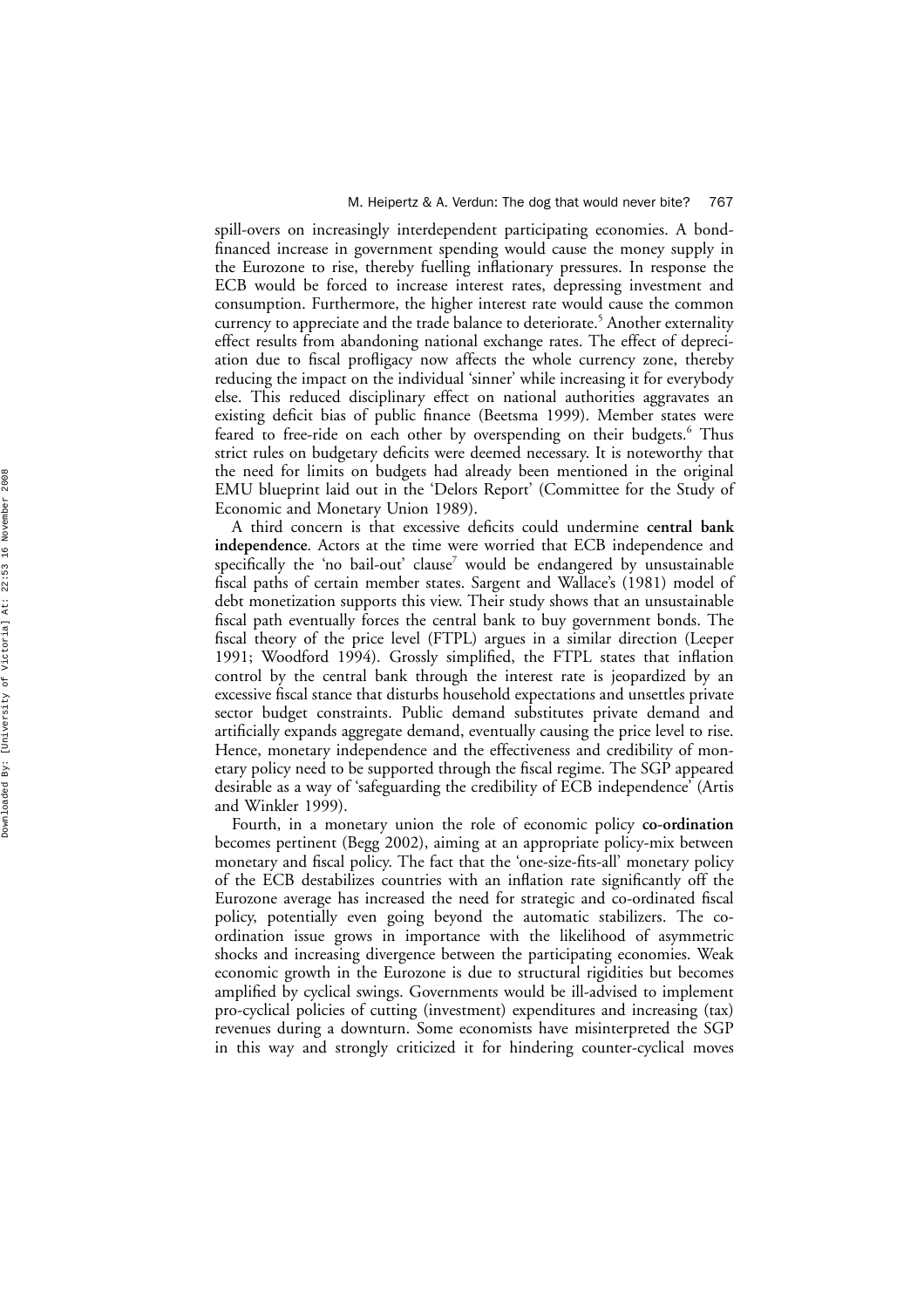spill-overs on increasingly interdependent participating economies. A bond-financed increase in government spending would cause the money supply in the Eurozone to rise, thereby fuelling inflationary pressures. In response the ECB would be forced to increase interest rates, depressing investment and consumption. Furthermore, the higher interest rate would cause the common currency to appreciate and the trade balance to deteriorate.[5] Another externality effect results from abandoning national exchange rates. The effect of depreciation due to fiscal profligacy now affects the whole currency zone, thereby reducing the impact on the individual 'sinner' while increasing it for everybody else. This reduced disciplinary effect on national authorities aggravates an existing deficit bias of public finance (Beetsma 1999). Member states were feared to free-ride on each other by overspending on their budgets.[6] Thus strict rules on budgetary deficits were deemed necessary. It is noteworthy that the need for limits on budgets had already been mentioned in the original EMU blueprint laid out in the 'Delors Report' (Committee for the Study of Economic and Monetary Union 1989).

A third concern is that excessive deficits could undermine **central bank independence**. Actors at the time were worried that ECB independence and specifically the 'no bail-out' clause[7] would be endangered by unsustainable fiscal paths of certain member states. Sargent and Wallace's (1981) model of debt monetization supports this view. Their study shows that an unsustainable fiscal path eventually forces the central bank to buy government bonds. The fiscal theory of the price level (FTPL) argues in a similar direction (Leeper 1991; Woodford 1994). Grossly simplified, the FTPL states that inflation control by the central bank through the interest rate is jeopardized by an excessive fiscal stance that disturbs household expectations and unsettles private sector budget constraints. Public demand substitutes private demand and artificially expands aggregate demand, eventually causing the price level to rise. Hence, monetary independence and the effectiveness and credibility of monetary policy need to be supported through the fiscal regime. The SGP appeared desirable as a way of 'safeguarding the credibility of ECB independence' (Artis and Winkler 1999).

Fourth, in a monetary union the role of economic policy **co-ordination** becomes pertinent (Begg 2002), aiming at an appropriate policy-mix between monetary and fiscal policy. The fact that the 'one-size-fits-all' monetary policy of the ECB destabilizes countries with an inflation rate significantly off the Eurozone average has increased the need for strategic and co-ordinated fiscal policy, potentially even going beyond the automatic stabilizers. The co-ordination issue grows in importance with the likelihood of asymmetric shocks and increasing divergence between the participating economies. Weak economic growth in the Eurozone is due to structural rigidities but becomes amplified by cyclical swings. Governments would be ill-advised to implement pro-cyclical policies of cutting (investment) expenditures and increasing (tax) revenues during a downturn. Some economists have misinterpreted the SGP in this way and strongly criticized it for hindering counter-cyclical moves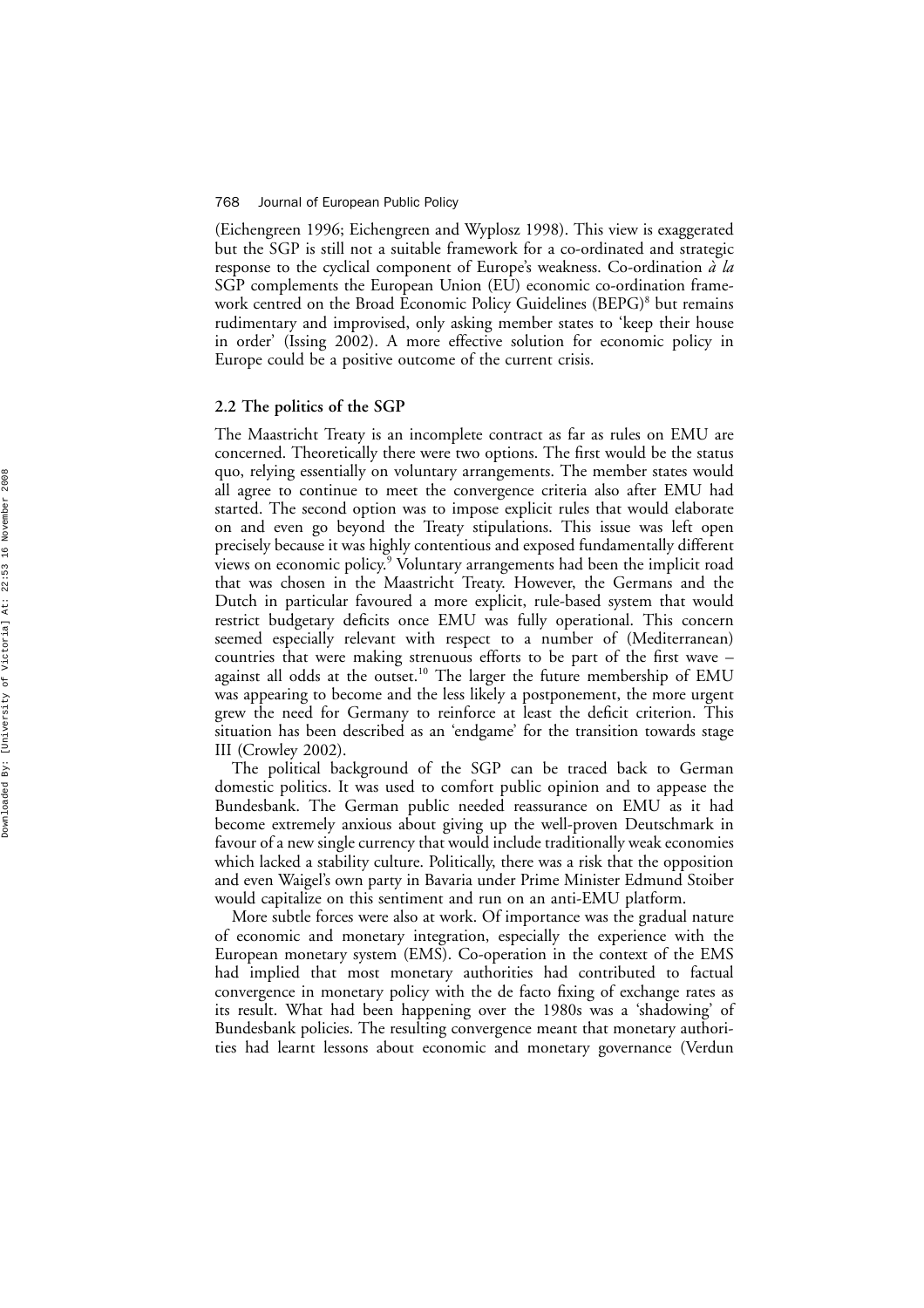(Eichengreen 1996; Eichengreen and Wyplosz 1998). This view is exaggerated but the SGP is still not a suitable framework for a co-ordinated and strategic response to the cyclical component of Europe's weakness. Co-ordination *à la* SGP complements the European Union (EU) economic co-ordination framework centred on the Broad Economic Policy Guidelines (BEPG)[8] but remains rudimentary and improvised, only asking member states to 'keep their house in order' (Issing 2002). A more effective solution for economic policy in Europe could be a positive outcome of the current crisis.

### 2.2 The politics of the SGP

The Maastricht Treaty is an incomplete contract as far as rules on EMU are concerned. Theoretically there were two options. The first would be the status quo, relying essentially on voluntary arrangements. The member states would all agree to continue to meet the convergence criteria also after EMU had started. The second option was to impose explicit rules that would elaborate on and even go beyond the Treaty stipulations. This issue was left open precisely because it was highly contentious and exposed fundamentally different views on economic policy.[9] Voluntary arrangements had been the implicit road that was chosen in the Maastricht Treaty. However, the Germans and the Dutch in particular favoured a more explicit, rule-based system that would restrict budgetary deficits once EMU was fully operational. This concern seemed especially relevant with respect to a number of (Mediterranean) countries that were making strenuous efforts to be part of the first wave – against all odds at the outset.[10] The larger the future membership of EMU was appearing to become and the less likely a postponement, the more urgent grew the need for Germany to reinforce at least the deficit criterion. This situation has been described as an 'endgame' for the transition towards stage III (Crowley 2002).

The political background of the SGP can be traced back to German domestic politics. It was used to comfort public opinion and to appease the Bundesbank. The German public needed reassurance on EMU as it had become extremely anxious about giving up the well-proven Deutschmark in favour of a new single currency that would include traditionally weak economies which lacked a stability culture. Politically, there was a risk that the opposition and even Waigel's own party in Bavaria under Prime Minister Edmund Stoiber would capitalize on this sentiment and run on an anti-EMU platform.

More subtle forces were also at work. Of importance was the gradual nature of economic and monetary integration, especially the experience with the European monetary system (EMS). Co-operation in the context of the EMS had implied that most monetary authorities had contributed to factual convergence in monetary policy with the de facto fixing of exchange rates as its result. What had been happening over the 1980s was a 'shadowing' of Bundesbank policies. The resulting convergence meant that monetary authorities had learnt lessons about economic and monetary governance (Verdun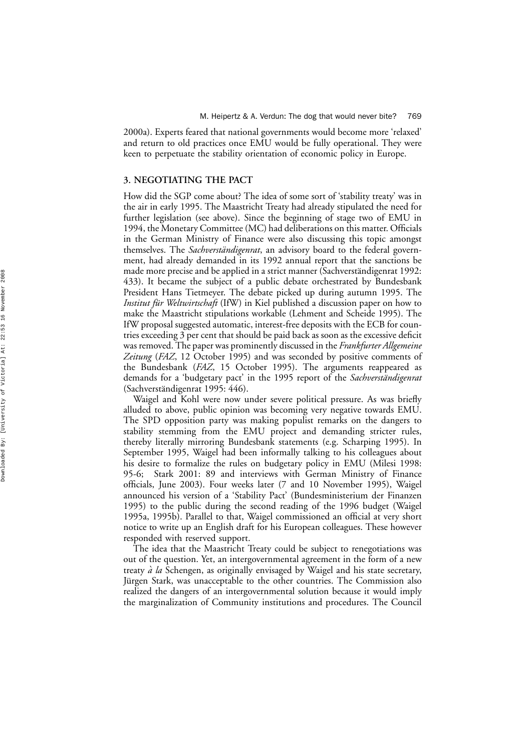2000a). Experts feared that national governments would become more 'relaxed' and return to old practices once EMU would be fully operational. They were keen to perpetuate the stability orientation of economic policy in Europe.

## 3. NEGOTIATING THE PACT

How did the SGP come about? The idea of some sort of 'stability treaty' was in the air in early 1995. The Maastricht Treaty had already stipulated the need for further legislation (see above). Since the beginning of stage two of EMU in 1994, the Monetary Committee (MC) had deliberations on this matter. Officials in the German Ministry of Finance were also discussing this topic amongst themselves. The *Sachverständigenrat*, an advisory board to the federal government, had already demanded in its 1992 annual report that the sanctions be made more precise and be applied in a strict manner (Sachverständigenrat 1992: 433). It became the subject of a public debate orchestrated by Bundesbank President Hans Tietmeyer. The debate picked up during autumn 1995. The *Institut für Weltwirtschaft* (IfW) in Kiel published a discussion paper on how to make the Maastricht stipulations workable (Lehment and Scheide 1995). The IfW proposal suggested automatic, interest-free deposits with the ECB for countries exceeding 3 per cent that should be paid back as soon as the excessive deficit was removed. The paper was prominently discussed in the *Frankfurter Allgemeine Zeitung* (*FAZ*, 12 October 1995) and was seconded by positive comments of the Bundesbank (*FAZ*, 15 October 1995). The arguments reappeared as demands for a 'budgetary pact' in the 1995 report of the *Sachverständigenrat* (Sachverständigenrat 1995: 446).

Waigel and Kohl were now under severe political pressure. As was briefly alluded to above, public opinion was becoming very negative towards EMU. The SPD opposition party was making populist remarks on the dangers to stability stemming from the EMU project and demanding stricter rules, thereby literally mirroring Bundesbank statements (e.g. Scharping 1995). In September 1995, Waigel had been informally talking to his colleagues about his desire to formalize the rules on budgetary policy in EMU (Milesi 1998: 95-6; Stark 2001: 89 and interviews with German Ministry of Finance officials, June 2003). Four weeks later (7 and 10 November 1995), Waigel announced his version of a 'Stability Pact' (Bundesministerium der Finanzen 1995) to the public during the second reading of the 1996 budget (Waigel 1995a, 1995b). Parallel to that, Waigel commissioned an official at very short notice to write up an English draft for his European colleagues. These however responded with reserved support.

The idea that the Maastricht Treaty could be subject to renegotiations was out of the question. Yet, an intergovernmental agreement in the form of a new treaty *à la* Schengen, as originally envisaged by Waigel and his state secretary, Jürgen Stark, was unacceptable to the other countries. The Commission also realized the dangers of an intergovernmental solution because it would imply the marginalization of Community institutions and procedures. The Council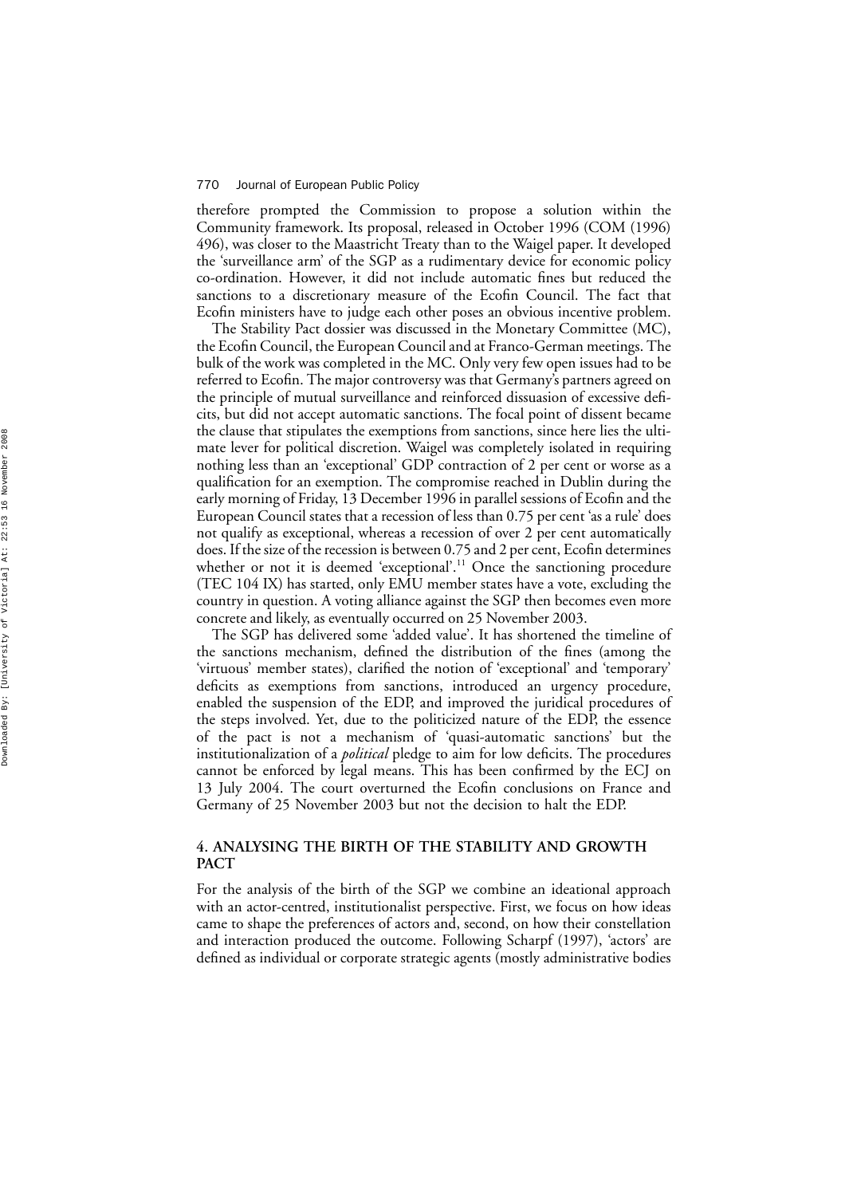therefore prompted the Commission to propose a solution within the Community framework. Its proposal, released in October 1996 (COM (1996) 496), was closer to the Maastricht Treaty than to the Waigel paper. It developed the 'surveillance arm' of the SGP as a rudimentary device for economic policy co-ordination. However, it did not include automatic fines but reduced the sanctions to a discretionary measure of the Ecofin Council. The fact that Ecofin ministers have to judge each other poses an obvious incentive problem.

The Stability Pact dossier was discussed in the Monetary Committee (MC), the Ecofin Council, the European Council and at Franco-German meetings. The bulk of the work was completed in the MC. Only very few open issues had to be referred to Ecofin. The major controversy was that Germany's partners agreed on the principle of mutual surveillance and reinforced dissuasion of excessive deficits, but did not accept automatic sanctions. The focal point of dissent became the clause that stipulates the exemptions from sanctions, since here lies the ultimate lever for political discretion. Waigel was completely isolated in requiring nothing less than an 'exceptional' GDP contraction of 2 per cent or worse as a qualification for an exemption. The compromise reached in Dublin during the early morning of Friday, 13 December 1996 in parallel sessions of Ecofin and the European Council states that a recession of less than 0.75 per cent 'as a rule' does not qualify as exceptional, whereas a recession of over 2 per cent automatically does. If the size of the recession is between 0.75 and 2 per cent, Ecofin determines whether or not it is deemed 'exceptional'.[11] Once the sanctioning procedure (TEC 104 IX) has started, only EMU member states have a vote, excluding the country in question. A voting alliance against the SGP then becomes even more concrete and likely, as eventually occurred on 25 November 2003.

The SGP has delivered some 'added value'. It has shortened the timeline of the sanctions mechanism, defined the distribution of the fines (among the 'virtuous' member states), clarified the notion of 'exceptional' and 'temporary' deficits as exemptions from sanctions, introduced an urgency procedure, enabled the suspension of the EDP, and improved the juridical procedures of the steps involved. Yet, due to the politicized nature of the EDP, the essence of the pact is not a mechanism of 'quasi-automatic sanctions' but the institutionalization of a *political* pledge to aim for low deficits. The procedures cannot be enforced by legal means. This has been confirmed by the ECJ on 13 July 2004. The court overturned the Ecofin conclusions on France and Germany of 25 November 2003 but not the decision to halt the EDP.

## 4. ANALYSING THE BIRTH OF THE STABILITY AND GROWTH PACT

For the analysis of the birth of the SGP we combine an ideational approach with an actor-centred, institutionalist perspective. First, we focus on how ideas came to shape the preferences of actors and, second, on how their constellation and interaction produced the outcome. Following Scharpf (1997), 'actors' are defined as individual or corporate strategic agents (mostly administrative bodies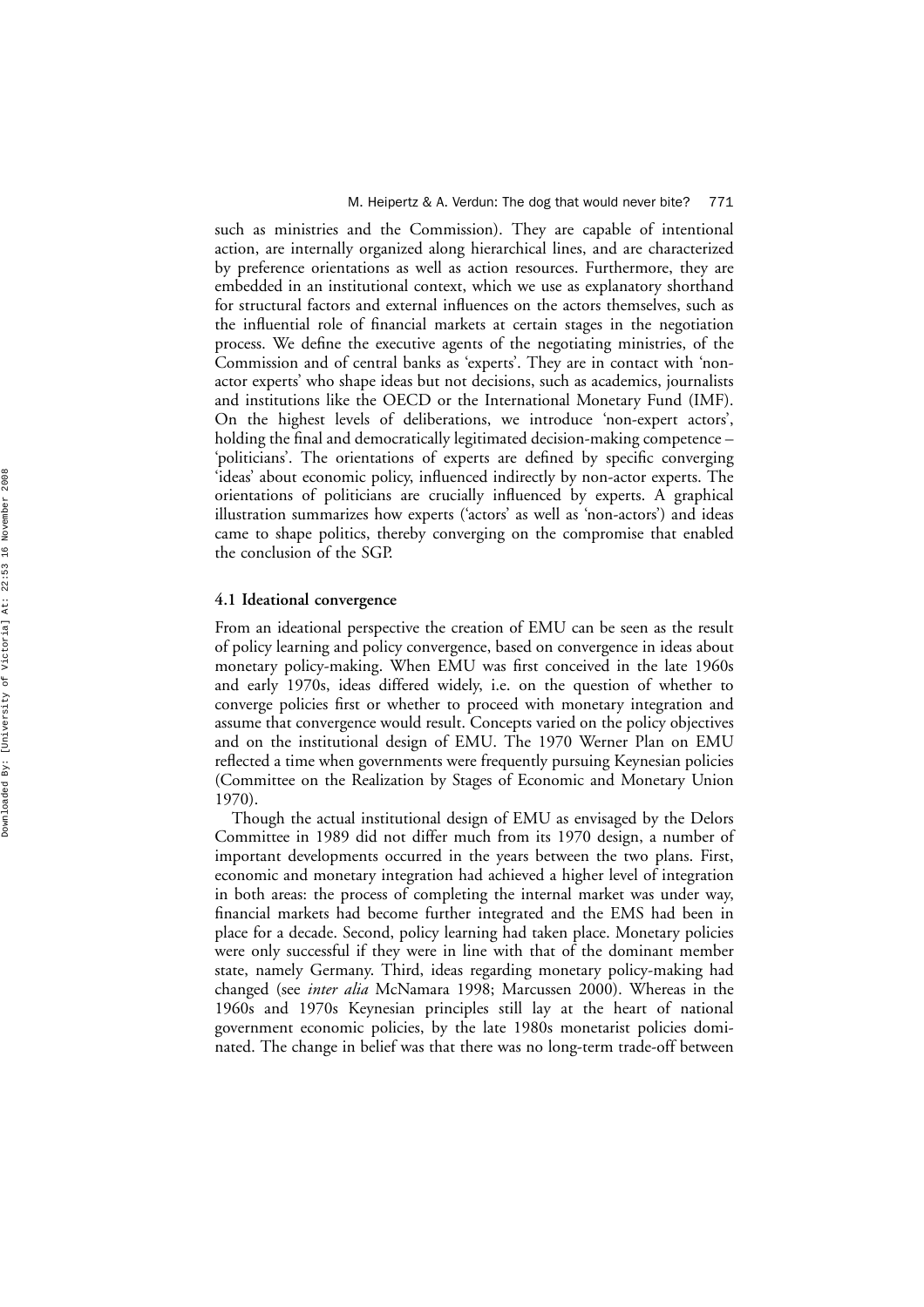such as ministries and the Commission). They are capable of intentional action, are internally organized along hierarchical lines, and are characterized by preference orientations as well as action resources. Furthermore, they are embedded in an institutional context, which we use as explanatory shorthand for structural factors and external influences on the actors themselves, such as the influential role of financial markets at certain stages in the negotiation process. We define the executive agents of the negotiating ministries, of the Commission and of central banks as 'experts'. They are in contact with 'non-actor experts' who shape ideas but not decisions, such as academics, journalists and institutions like the OECD or the International Monetary Fund (IMF). On the highest levels of deliberations, we introduce 'non-expert actors', holding the final and democratically legitimated decision-making competence – 'politicians'. The orientations of experts are defined by specific converging 'ideas' about economic policy, influenced indirectly by non-actor experts. The orientations of politicians are crucially influenced by experts. A graphical illustration summarizes how experts ('actors' as well as 'non-actors') and ideas came to shape politics, thereby converging on the compromise that enabled the conclusion of the SGP.

### 4.1 Ideational convergence

From an ideational perspective the creation of EMU can be seen as the result of policy learning and policy convergence, based on convergence in ideas about monetary policy-making. When EMU was first conceived in the late 1960s and early 1970s, ideas differed widely, i.e. on the question of whether to converge policies first or whether to proceed with monetary integration and assume that convergence would result. Concepts varied on the policy objectives and on the institutional design of EMU. The 1970 Werner Plan on EMU reflected a time when governments were frequently pursuing Keynesian policies (Committee on the Realization by Stages of Economic and Monetary Union 1970).

Though the actual institutional design of EMU as envisaged by the Delors Committee in 1989 did not differ much from its 1970 design, a number of important developments occurred in the years between the two plans. First, economic and monetary integration had achieved a higher level of integration in both areas: the process of completing the internal market was under way, financial markets had become further integrated and the EMS had been in place for a decade. Second, policy learning had taken place. Monetary policies were only successful if they were in line with that of the dominant member state, namely Germany. Third, ideas regarding monetary policy-making had changed (see *inter alia* McNamara 1998; Marcussen 2000). Whereas in the 1960s and 1970s Keynesian principles still lay at the heart of national government economic policies, by the late 1980s monetarist policies dominated. The change in belief was that there was no long-term trade-off between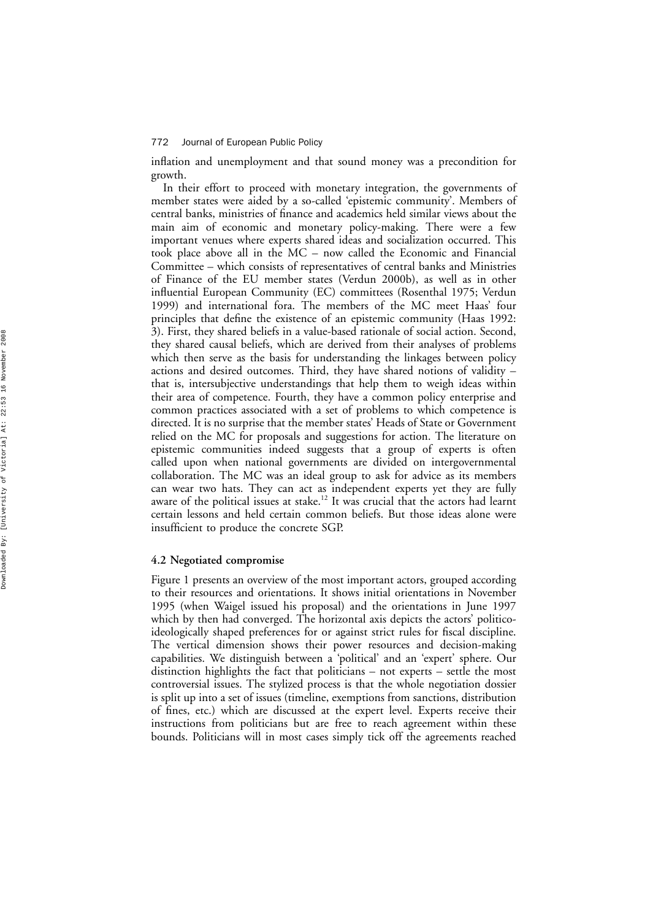inflation and unemployment and that sound money was a precondition for growth.

In their effort to proceed with monetary integration, the governments of member states were aided by a so-called 'epistemic community'. Members of central banks, ministries of finance and academics held similar views about the main aim of economic and monetary policy-making. There were a few important venues where experts shared ideas and socialization occurred. This took place above all in the MC – now called the Economic and Financial Committee – which consists of representatives of central banks and Ministries of Finance of the EU member states (Verdun 2000b), as well as in other influential European Community (EC) committees (Rosenthal 1975; Verdun 1999) and international fora. The members of the MC meet Haas' four principles that define the existence of an epistemic community (Haas 1992: 3). First, they shared beliefs in a value-based rationale of social action. Second, they shared causal beliefs, which are derived from their analyses of problems which then serve as the basis for understanding the linkages between policy actions and desired outcomes. Third, they have shared notions of validity – that is, intersubjective understandings that help them to weigh ideas within their area of competence. Fourth, they have a common policy enterprise and common practices associated with a set of problems to which competence is directed. It is no surprise that the member states' Heads of State or Government relied on the MC for proposals and suggestions for action. The literature on epistemic communities indeed suggests that a group of experts is often called upon when national governments are divided on intergovernmental collaboration. The MC was an ideal group to ask for advice as its members can wear two hats. They can act as independent experts yet they are fully aware of the political issues at stake.[12] It was crucial that the actors had learnt certain lessons and held certain common beliefs. But those ideas alone were insufficient to produce the concrete SGP.

### 4.2 Negotiated compromise

Figure 1 presents an overview of the most important actors, grouped according to their resources and orientations. It shows initial orientations in November 1995 (when Waigel issued his proposal) and the orientations in June 1997 which by then had converged. The horizontal axis depicts the actors' politico-ideologically shaped preferences for or against strict rules for fiscal discipline. The vertical dimension shows their power resources and decision-making capabilities. We distinguish between a 'political' and an 'expert' sphere. Our distinction highlights the fact that politicians – not experts – settle the most controversial issues. The stylized process is that the whole negotiation dossier is split up into a set of issues (timeline, exemptions from sanctions, distribution of fines, etc.) which are discussed at the expert level. Experts receive their instructions from politicians but are free to reach agreement within these bounds. Politicians will in most cases simply tick off the agreements reached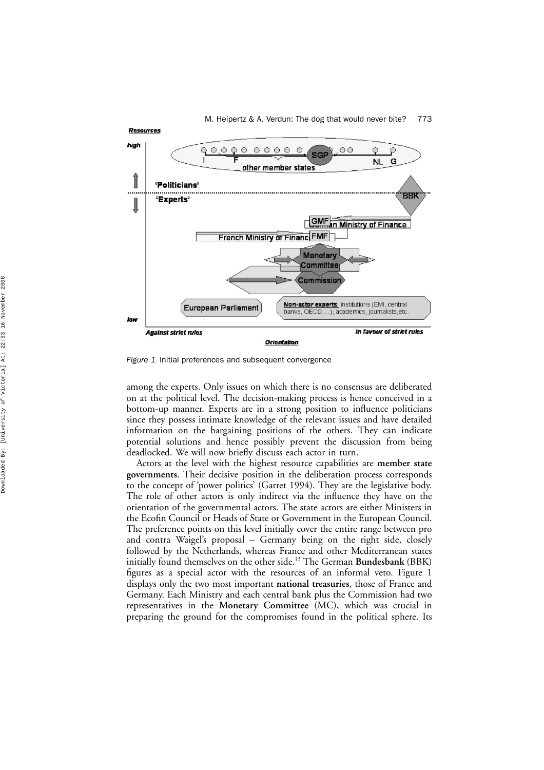*Figure 1* Initial preferences and subsequent convergence

among the experts. Only issues on which there is no consensus are deliberated on at the political level. The decision-making process is hence conceived in a bottom-up manner. Experts are in a strong position to influence politicians since they possess intimate knowledge of the relevant issues and have detailed information on the bargaining positions of the others. They can indicate potential solutions and hence possibly prevent the discussion from being deadlocked. We will now briefly discuss each actor in turn.

Actors at the level with the highest resource capabilities are **member state governments**. Their decisive position in the deliberation process corresponds to the concept of 'power politics' (Garret 1994). They are the legislative body. The role of other actors is only indirect via the influence they have on the orientation of the governmental actors. The state actors are either Ministers in the Ecofin Council or Heads of State or Government in the European Council. The preference points on this level initially cover the entire range between pro and contra Waigel's proposal – Germany being on the right side, closely followed by the Netherlands, whereas France and other Mediterranean states initially found themselves on the other side.[13] The German **Bundesbank** (BBK) figures as a special actor with the resources of an informal veto. Figure 1 displays only the two most important **national treasuries**, those of France and Germany. Each Ministry and each central bank plus the Commission had two representatives in the **Monetary Committee** (MC), which was crucial in preparing the ground for the compromises found in the political sphere. Its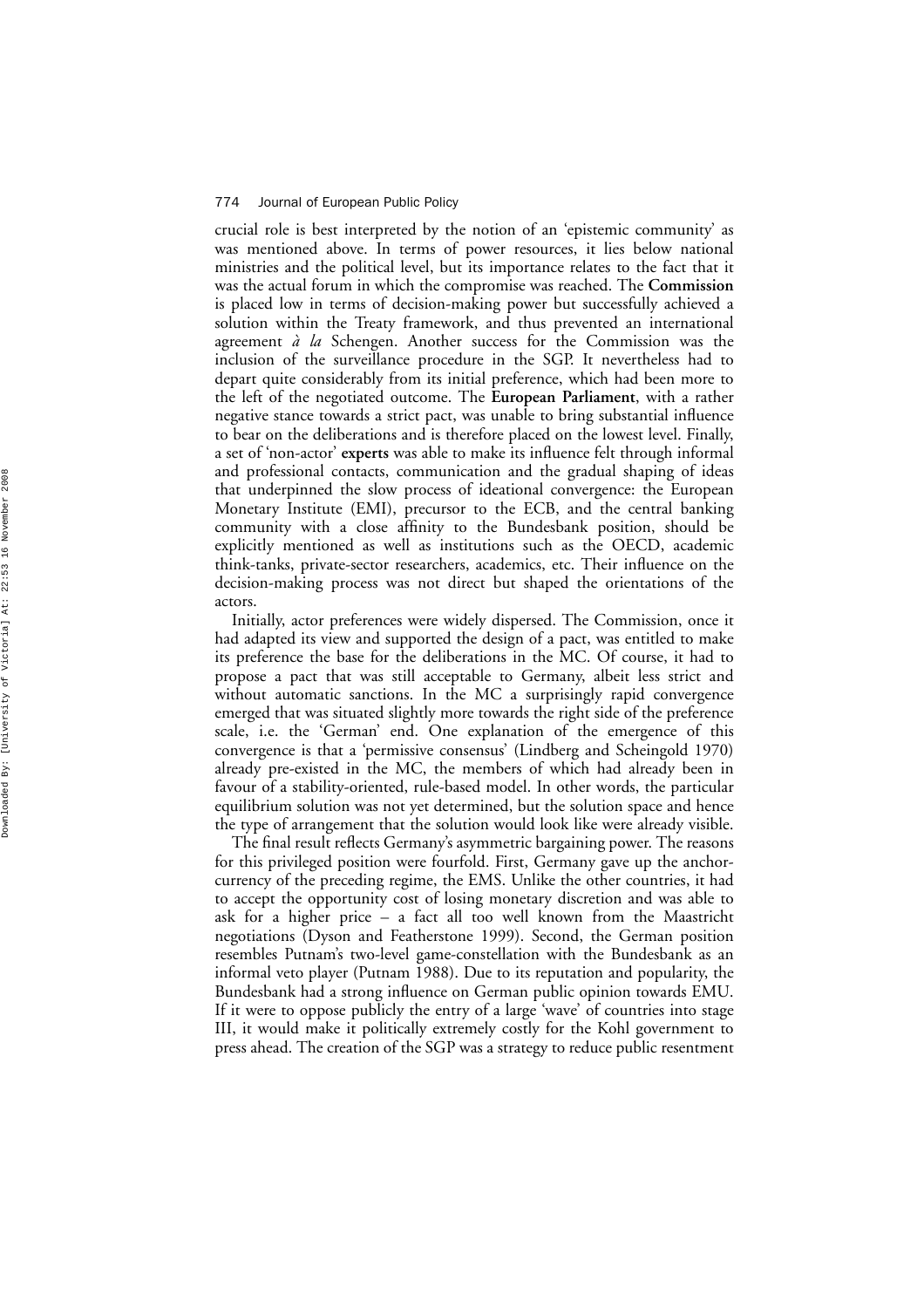crucial role is best interpreted by the notion of an 'epistemic community' as was mentioned above. In terms of power resources, it lies below national ministries and the political level, but its importance relates to the fact that it was the actual forum in which the compromise was reached. The **Commission** is placed low in terms of decision-making power but successfully achieved a solution within the Treaty framework, and thus prevented an international agreement *à la* Schengen. Another success for the Commission was the inclusion of the surveillance procedure in the SGP. It nevertheless had to depart quite considerably from its initial preference, which had been more to the left of the negotiated outcome. The **European Parliament**, with a rather negative stance towards a strict pact, was unable to bring substantial influence to bear on the deliberations and is therefore placed on the lowest level. Finally, a set of 'non-actor' **experts** was able to make its influence felt through informal and professional contacts, communication and the gradual shaping of ideas that underpinned the slow process of ideational convergence: the European Monetary Institute (EMI), precursor to the ECB, and the central banking community with a close affinity to the Bundesbank position, should be explicitly mentioned as well as institutions such as the OECD, academic think-tanks, private-sector researchers, academics, etc. Their influence on the decision-making process was not direct but shaped the orientations of the actors.

Initially, actor preferences were widely dispersed. The Commission, once it had adapted its view and supported the design of a pact, was entitled to make its preference the base for the deliberations in the MC. Of course, it had to propose a pact that was still acceptable to Germany, albeit less strict and without automatic sanctions. In the MC a surprisingly rapid convergence emerged that was situated slightly more towards the right side of the preference scale, i.e. the 'German' end. One explanation of the emergence of this convergence is that a 'permissive consensus' (Lindberg and Scheingold 1970) already pre-existed in the MC, the members of which had already been in favour of a stability-oriented, rule-based model. In other words, the particular equilibrium solution was not yet determined, but the solution space and hence the type of arrangement that the solution would look like were already visible.

The final result reflects Germany's asymmetric bargaining power. The reasons for this privileged position were fourfold. First, Germany gave up the anchor-currency of the preceding regime, the EMS. Unlike the other countries, it had to accept the opportunity cost of losing monetary discretion and was able to ask for a higher price – a fact all too well known from the Maastricht negotiations (Dyson and Featherstone 1999). Second, the German position resembles Putnam's two-level game-constellation with the Bundesbank as an informal veto player (Putnam 1988). Due to its reputation and popularity, the Bundesbank had a strong influence on German public opinion towards EMU. If it were to oppose publicly the entry of a large 'wave' of countries into stage III, it would make it politically extremely costly for the Kohl government to press ahead. The creation of the SGP was a strategy to reduce public resentment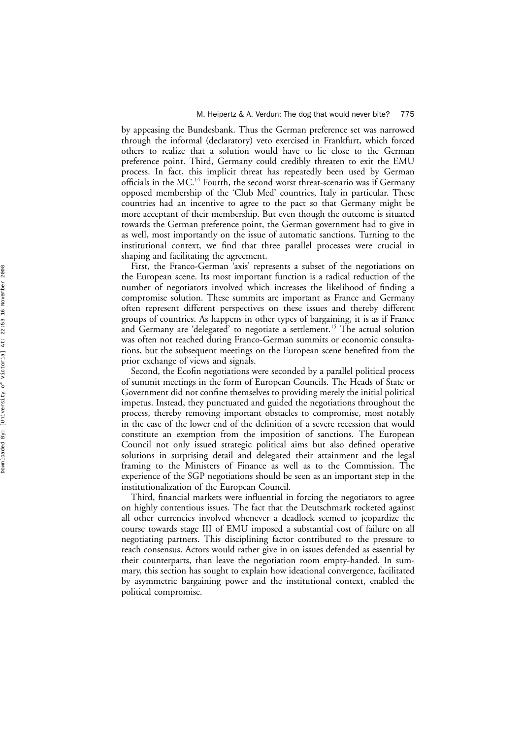by appeasing the Bundesbank. Thus the German preference set was narrowed through the informal (declaratory) veto exercised in Frankfurt, which forced others to realize that a solution would have to lie close to the German preference point. Third, Germany could credibly threaten to exit the EMU process. In fact, this implicit threat has repeatedly been used by German officials in the MC.[14] Fourth, the second worst threat-scenario was if Germany opposed membership of the 'Club Med' countries, Italy in particular. These countries had an incentive to agree to the pact so that Germany might be more acceptant of their membership. But even though the outcome is situated towards the German preference point, the German government had to give in as well, most importantly on the issue of automatic sanctions. Turning to the institutional context, we find that three parallel processes were crucial in shaping and facilitating the agreement.

First, the Franco-German 'axis' represents a subset of the negotiations on the European scene. Its most important function is a radical reduction of the number of negotiators involved which increases the likelihood of finding a compromise solution. These summits are important as France and Germany often represent different perspectives on these issues and thereby different groups of countries. As happens in other types of bargaining, it is as if France and Germany are 'delegated' to negotiate a settlement.[15] The actual solution was often not reached during Franco-German summits or economic consultations, but the subsequent meetings on the European scene benefited from the prior exchange of views and signals.

Second, the Ecofin negotiations were seconded by a parallel political process of summit meetings in the form of European Councils. The Heads of State or Government did not confine themselves to providing merely the initial political impetus. Instead, they punctuated and guided the negotiations throughout the process, thereby removing important obstacles to compromise, most notably in the case of the lower end of the definition of a severe recession that would constitute an exemption from the imposition of sanctions. The European Council not only issued strategic political aims but also defined operative solutions in surprising detail and delegated their attainment and the legal framing to the Ministers of Finance as well as to the Commission. The experience of the SGP negotiations should be seen as an important step in the institutionalization of the European Council.

Third, financial markets were influential in forcing the negotiators to agree on highly contentious issues. The fact that the Deutschmark rocketed against all other currencies involved whenever a deadlock seemed to jeopardize the course towards stage III of EMU imposed a substantial cost of failure on all negotiating partners. This disciplining factor contributed to the pressure to reach consensus. Actors would rather give in on issues defended as essential by their counterparts, than leave the negotiation room empty-handed. In summary, this section has sought to explain how ideational convergence, facilitated by asymmetric bargaining power and the institutional context, enabled the political compromise.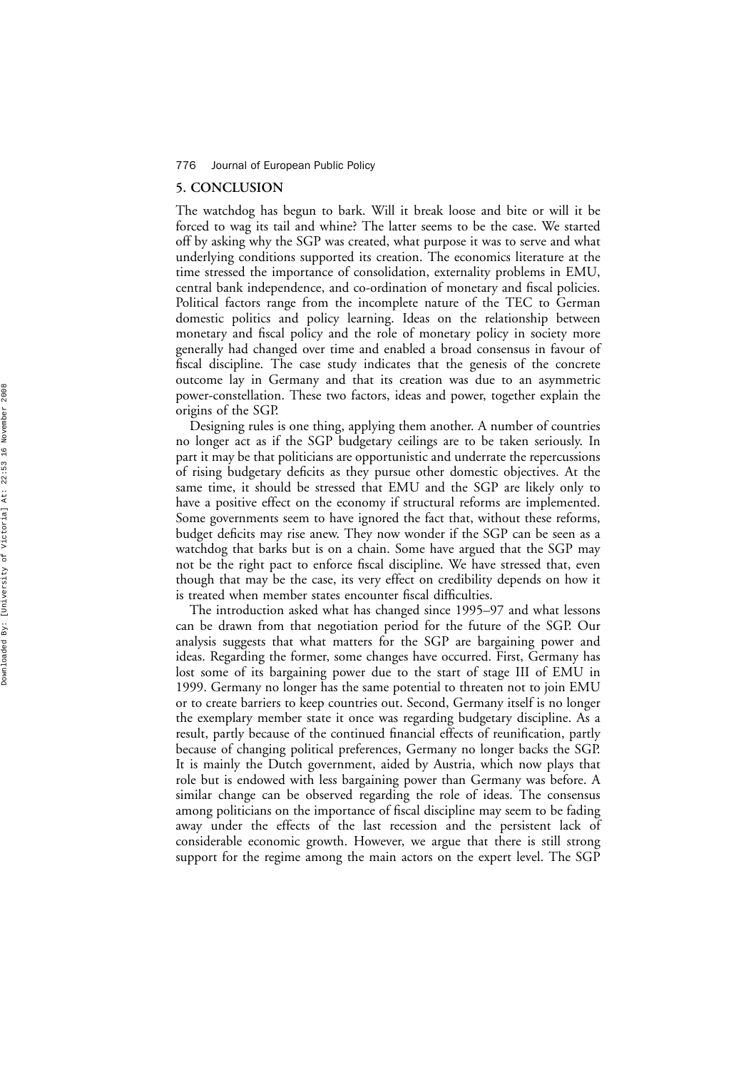## 5. CONCLUSION

The watchdog has begun to bark. Will it break loose and bite or will it be forced to wag its tail and whine? The latter seems to be the case. We started off by asking why the SGP was created, what purpose it was to serve and what underlying conditions supported its creation. The economics literature at the time stressed the importance of consolidation, externality problems in EMU, central bank independence, and co-ordination of monetary and fiscal policies. Political factors range from the incomplete nature of the TEC to German domestic politics and policy learning. Ideas on the relationship between monetary and fiscal policy and the role of monetary policy in society more generally had changed over time and enabled a broad consensus in favour of fiscal discipline. The case study indicates that the genesis of the concrete outcome lay in Germany and that its creation was due to an asymmetric power-constellation. These two factors, ideas and power, together explain the origins of the SGP.

Designing rules is one thing, applying them another. A number of countries no longer act as if the SGP budgetary ceilings are to be taken seriously. In part it may be that politicians are opportunistic and underrate the repercussions of rising budgetary deficits as they pursue other domestic objectives. At the same time, it should be stressed that EMU and the SGP are likely only to have a positive effect on the economy if structural reforms are implemented. Some governments seem to have ignored the fact that, without these reforms, budget deficits may rise anew. They now wonder if the SGP can be seen as a watchdog that barks but is on a chain. Some have argued that the SGP may not be the right pact to enforce fiscal discipline. We have stressed that, even though that may be the case, its very effect on credibility depends on how it is treated when member states encounter fiscal difficulties.

The introduction asked what has changed since 1995–97 and what lessons can be drawn from that negotiation period for the future of the SGP. Our analysis suggests that what matters for the SGP are bargaining power and ideas. Regarding the former, some changes have occurred. First, Germany has lost some of its bargaining power due to the start of stage III of EMU in 1999. Germany no longer has the same potential to threaten not to join EMU or to create barriers to keep countries out. Second, Germany itself is no longer the exemplary member state it once was regarding budgetary discipline. As a result, partly because of the continued financial effects of reunification, partly because of changing political preferences, Germany no longer backs the SGP. It is mainly the Dutch government, aided by Austria, which now plays that role but is endowed with less bargaining power than Germany was before. A similar change can be observed regarding the role of ideas. The consensus among politicians on the importance of fiscal discipline may seem to be fading away under the effects of the last recession and the persistent lack of considerable economic growth. However, we argue that there is still strong support for the regime among the main actors on the expert level. The SGP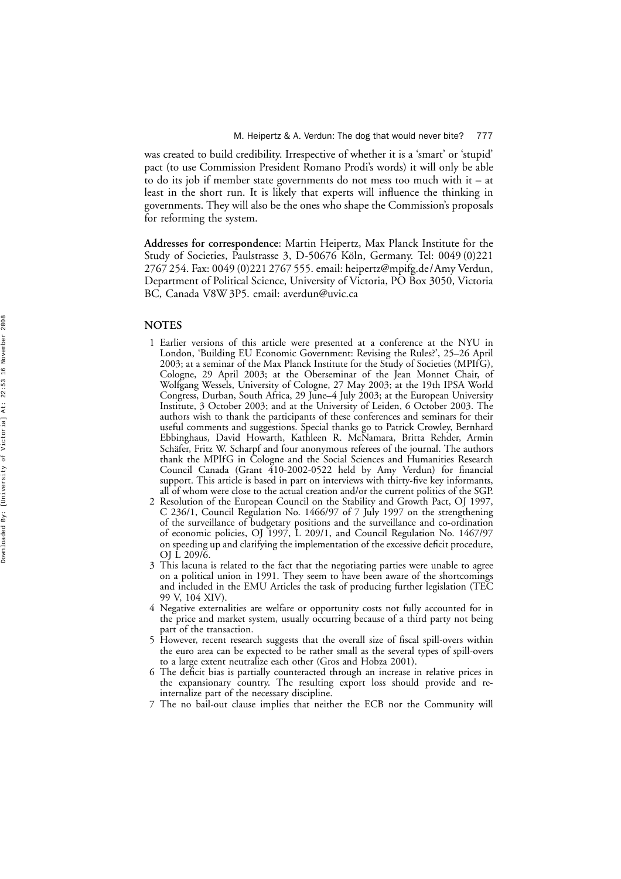was created to build credibility. Irrespective of whether it is a 'smart' or 'stupid' pact (to use Commission President Romano Prodi's words) it will only be able to do its job if member state governments do not mess too much with it – at least in the short run. It is likely that experts will influence the thinking in governments. They will also be the ones who shape the Commission's proposals for reforming the system.

**Addresses for correspondence**: Martin Heipertz, Max Planck Institute for the Study of Societies, Paulstrasse 3, D-50676 Köln, Germany. Tel: 0049 (0)221 2767 254. Fax: 0049 (0)221 2767 555. email: heipertz@mpifg.de/Amy Verdun, Department of Political Science, University of Victoria, PO Box 3050, Victoria BC, Canada V8W 3P5. email: averdun@uvic.ca

## NOTES

1. Earlier versions of this article were presented at a conference at the NYU in London, 'Building EU Economic Government: Revising the Rules?', 25–26 April 2003; at a seminar of the Max Planck Institute for the Study of Societies (MPIfG), Cologne, 29 April 2003; at the Oberseminar of the Jean Monnet Chair, of Wolfgang Wessels, University of Cologne, 27 May 2003; at the 19th IPSA World Congress, Durban, South Africa, 29 June–4 July 2003; at the European University Institute, 3 October 2003; and at the University of Leiden, 6 October 2003. The authors wish to thank the participants of these conferences and seminars for their useful comments and suggestions. Special thanks go to Patrick Crowley, Bernhard Ebbinghaus, David Howarth, Kathleen R. McNamara, Britta Rehder, Armin Schäfer, Fritz W. Scharpf and four anonymous referees of the journal. The authors thank the MPIfG in Cologne and the Social Sciences and Humanities Research Council Canada (Grant 410-2002-0522 held by Amy Verdun) for financial support. This article is based in part on interviews with thirty-five key informants, all of whom were close to the actual creation and/or the current politics of the SGP.
2. Resolution of the European Council on the Stability and Growth Pact, OJ 1997, C 236/1, Council Regulation No. 1466/97 of 7 July 1997 on the strengthening of the surveillance of budgetary positions and the surveillance and co-ordination of economic policies, OJ 1997, L 209/1, and Council Regulation No. 1467/97 on speeding up and clarifying the implementation of the excessive deficit procedure, OJ L 209/6.
3. This lacuna is related to the fact that the negotiating parties were unable to agree on a political union in 1991. They seem to have been aware of the shortcomings and included in the EMU Articles the task of producing further legislation (TEC 99 V, 104 XIV).
4. Negative externalities are welfare or opportunity costs not fully accounted for in the price and market system, usually occurring because of a third party not being part of the transaction.
5. However, recent research suggests that the overall size of fiscal spill-overs within the euro area can be expected to be rather small as the several types of spill-overs to a large extent neutralize each other (Gros and Hobza 2001).
6. The deficit bias is partially counteracted through an increase in relative prices in the expansionary country. The resulting export loss should provide and re-internalize part of the necessary discipline.
7. The no bail-out clause implies that neither the ECB nor the Community will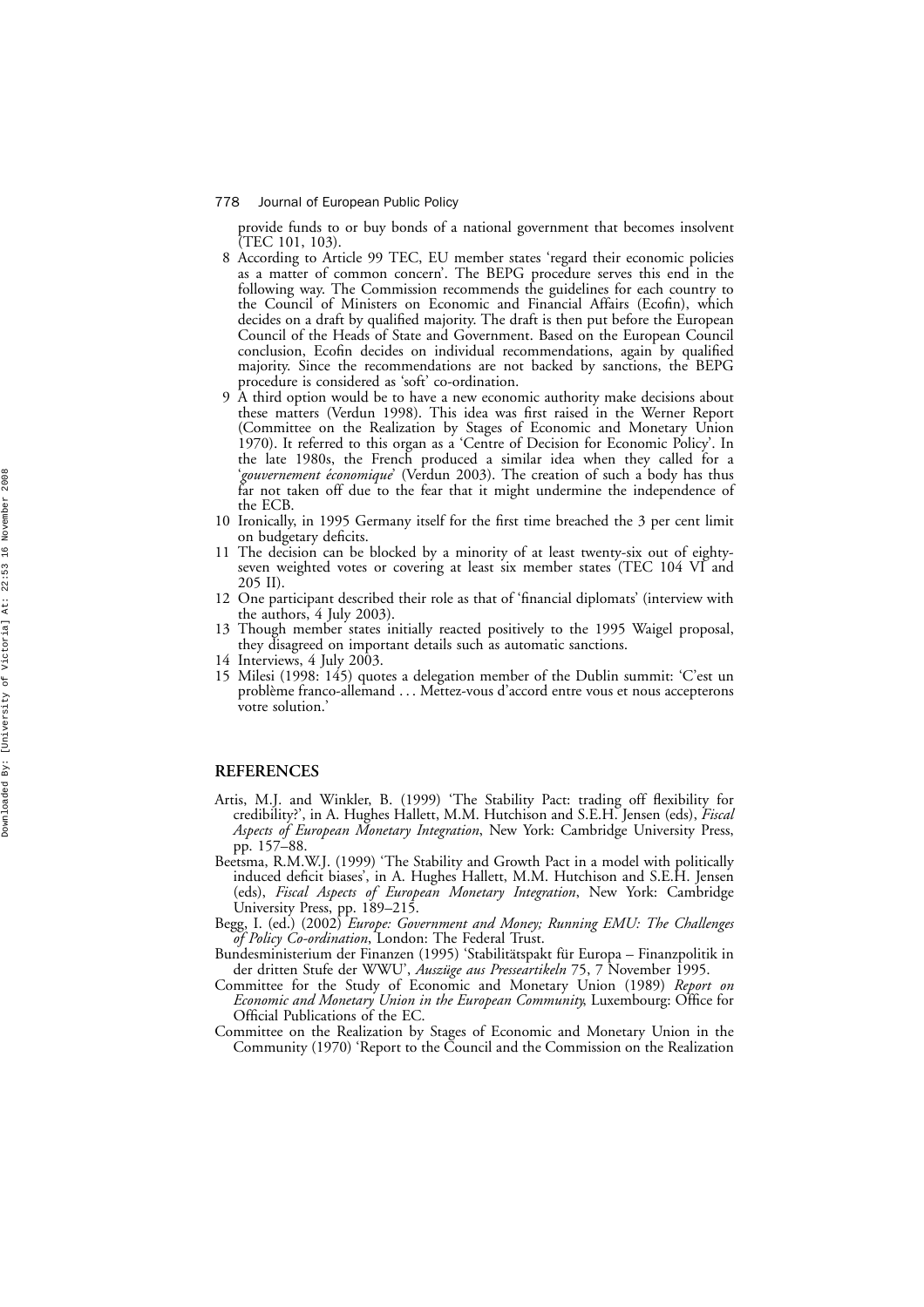provide funds to or buy bonds of a national government that becomes insolvent (TEC 101, 103).

8 According to Article 99 TEC, EU member states 'regard their economic policies as a matter of common concern'. The BEPG procedure serves this end in the following way. The Commission recommends the guidelines for each country to the Council of Ministers on Economic and Financial Affairs (Ecofin), which decides on a draft by qualified majority. The draft is then put before the European Council of the Heads of State and Government. Based on the European Council conclusion, Ecofin decides on individual recommendations, again by qualified majority. Since the recommendations are not backed by sanctions, the BEPG procedure is considered as 'soft' co-ordination.

9 A third option would be to have a new economic authority make decisions about these matters (Verdun 1998). This idea was first raised in the Werner Report (Committee on the Realization by Stages of Economic and Monetary Union 1970). It referred to this organ as a 'Centre of Decision for Economic Policy'. In the late 1980s, the French produced a similar idea when they called for a '*gouvernement économique*' (Verdun 2003). The creation of such a body has thus far not taken off due to the fear that it might undermine the independence of the ECB.

10 Ironically, in 1995 Germany itself for the first time breached the 3 per cent limit on budgetary deficits.

11 The decision can be blocked by a minority of at least twenty-six out of eighty-seven weighted votes or covering at least six member states (TEC 104 VI and 205 II).

12 One participant described their role as that of 'financial diplomats' (interview with the authors, 4 July 2003).

13 Though member states initially reacted positively to the 1995 Waigel proposal, they disagreed on important details such as automatic sanctions.

14 Interviews, 4 July 2003.

15 Milesi (1998: 145) quotes a delegation member of the Dublin summit: 'C'est un problème franco-allemand . . . Mettez-vous d'accord entre vous et nous accepterons votre solution.'

## REFERENCES

Artis, M.J. and Winkler, B. (1999) 'The Stability Pact: trading off flexibility for credibility?', in A. Hughes Hallett, M.M. Hutchison and S.E.H. Jensen (eds), *Fiscal Aspects of European Monetary Integration*, New York: Cambridge University Press, pp. 157–88.

Beetsma, R.M.W.J. (1999) 'The Stability and Growth Pact in a model with politically induced deficit biases', in A. Hughes Hallett, M.M. Hutchison and S.E.H. Jensen (eds), *Fiscal Aspects of European Monetary Integration*, New York: Cambridge University Press, pp. 189–215.

Begg, I. (ed.) (2002) *Europe: Government and Money; Running EMU: The Challenges of Policy Co-ordination*, London: The Federal Trust.

Bundesministerium der Finanzen (1995) 'Stabilitätspakt für Europa – Finanzpolitik in der dritten Stufe der WWU', *Auszüge aus Presseartikeln* 75, 7 November 1995.

Committee for the Study of Economic and Monetary Union (1989) *Report on Economic and Monetary Union in the European Community*, Luxembourg: Office for Official Publications of the EC.

Committee on the Realization by Stages of Economic and Monetary Union in the Community (1970) 'Report to the Council and the Commission on the Realization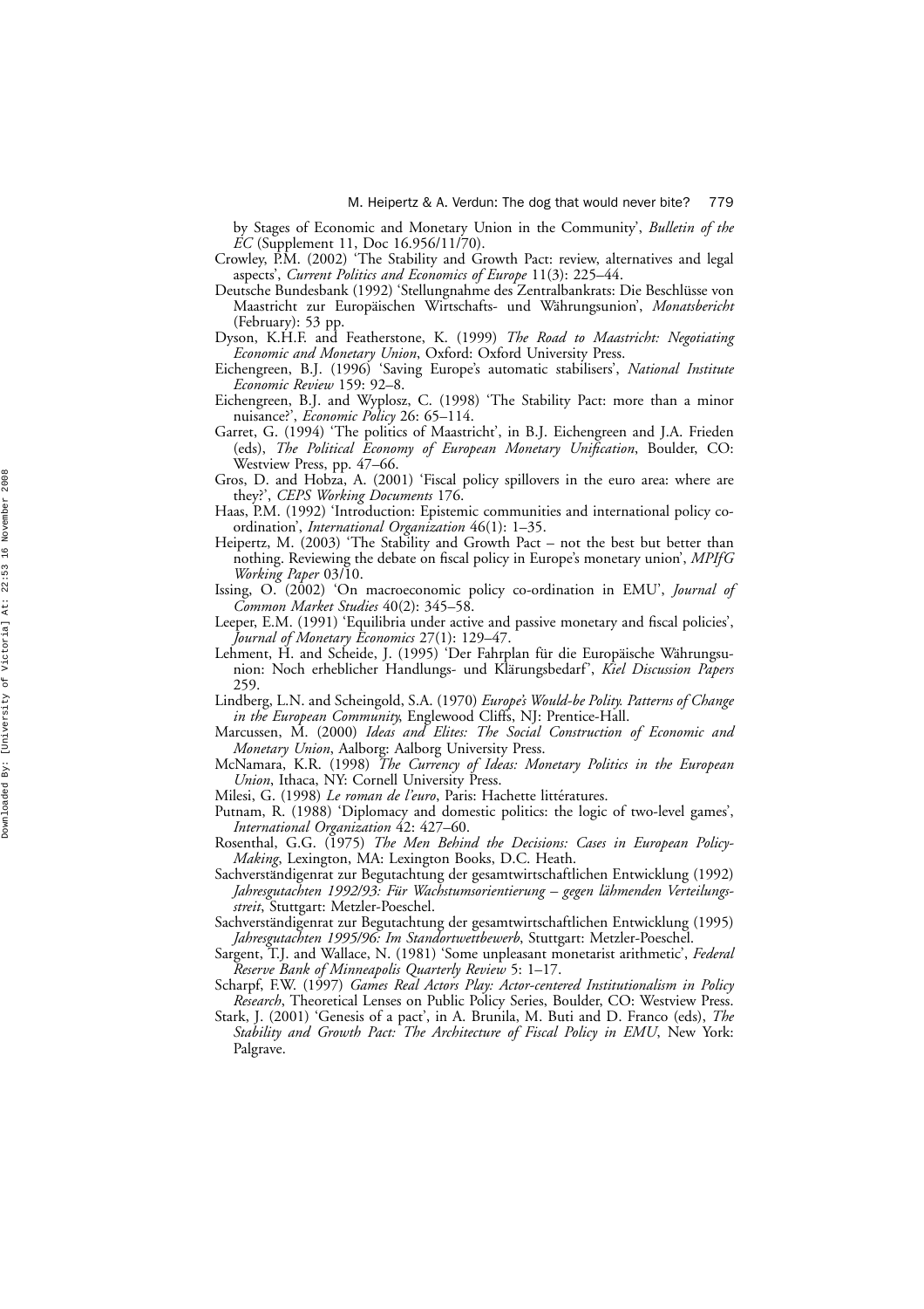by Stages of Economic and Monetary Union in the Community', *Bulletin of the EC* (Supplement 11, Doc 16.956/11/70).

Crowley, P.M. (2002) 'The Stability and Growth Pact: review, alternatives and legal aspects', *Current Politics and Economics of Europe* 11(3): 225–44.

Deutsche Bundesbank (1992) 'Stellungnahme des Zentralbankrats: Die Beschlüsse von Maastricht zur Europäischen Wirtschafts- und Währungsunion', *Monatsbericht* (February): 53 pp.

Dyson, K.H.F. and Featherstone, K. (1999) *The Road to Maastricht: Negotiating Economic and Monetary Union*, Oxford: Oxford University Press.

Eichengreen, B.J. (1996) 'Saving Europe's automatic stabilisers', *National Institute Economic Review* 159: 92–8.

Eichengreen, B.J. and Wyplosz, C. (1998) 'The Stability Pact: more than a minor nuisance?', *Economic Policy* 26: 65–114.

Garret, G. (1994) 'The politics of Maastricht', in B.J. Eichengreen and J.A. Frieden (eds), *The Political Economy of European Monetary Unification*, Boulder, CO: Westview Press, pp. 47–66.

Gros, D. and Hobza, A. (2001) 'Fiscal policy spillovers in the euro area: where are they?', *CEPS Working Documents* 176.

Haas, P.M. (1992) 'Introduction: Epistemic communities and international policy co-ordination', *International Organization* 46(1): 1–35.

Heipertz, M. (2003) 'The Stability and Growth Pact – not the best but better than nothing. Reviewing the debate on fiscal policy in Europe's monetary union', *MPIfG Working Paper* 03/10.

Issing, O. (2002) 'On macroeconomic policy co-ordination in EMU', *Journal of Common Market Studies* 40(2): 345–58.

Leeper, E.M. (1991) 'Equilibria under active and passive monetary and fiscal policies', *Journal of Monetary Economics* 27(1): 129–47.

Lehment, H. and Scheide, J. (1995) 'Der Fahrplan für die Europäische Währungsunion: Noch erheblicher Handlungs- und Klärungsbedarf', *Kiel Discussion Papers* 259.

Lindberg, L.N. and Scheingold, S.A. (1970) *Europe's Would-be Polity. Patterns of Change in the European Community*, Englewood Cliffs, NJ: Prentice-Hall.

Marcussen, M. (2000) *Ideas and Elites: The Social Construction of Economic and Monetary Union*, Aalborg: Aalborg University Press.

McNamara, K.R. (1998) *The Currency of Ideas: Monetary Politics in the European Union*, Ithaca, NY: Cornell University Press.

Milesi, G. (1998) *Le roman de l'euro*, Paris: Hachette littératures.

Putnam, R. (1988) 'Diplomacy and domestic politics: the logic of two-level games', *International Organization* 42: 427–60.

Rosenthal, G.G. (1975) *The Men Behind the Decisions: Cases in European Policy-Making*, Lexington, MA: Lexington Books, D.C. Heath.

Sachverständigenrat zur Begutachtung der gesamtwirtschaftlichen Entwicklung (1992) *Jahresgutachten 1992/93: Für Wachstumsorientierung – gegen lähmenden Verteilungsstreit*, Stuttgart: Metzler-Poeschel.

Sachverständigenrat zur Begutachtung der gesamtwirtschaftlichen Entwicklung (1995) *Jahresgutachten 1995/96: Im Standortwettbewerb*, Stuttgart: Metzler-Poeschel.

Sargent, T.J. and Wallace, N. (1981) 'Some unpleasant monetarist arithmetic', *Federal Reserve Bank of Minneapolis Quarterly Review* 5: 1–17.

Scharpf, F.W. (1997) *Games Real Actors Play: Actor-centered Institutionalism in Policy Research*, Theoretical Lenses on Public Policy Series, Boulder, CO: Westview Press.

Stark, J. (2001) 'Genesis of a pact', in A. Brunila, M. Buti and D. Franco (eds), *The Stability and Growth Pact: The Architecture of Fiscal Policy in EMU*, New York: Palgrave.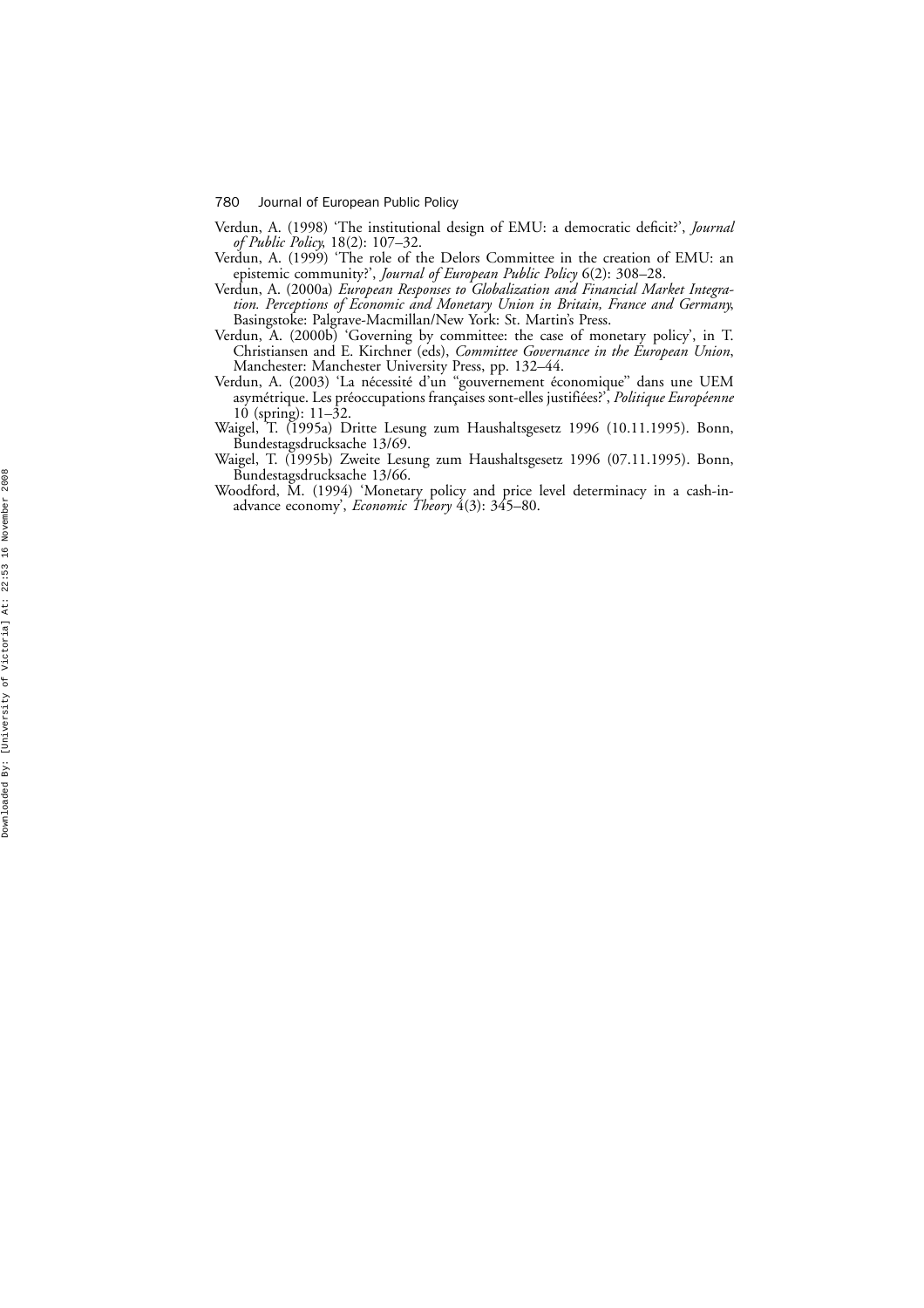Verdun, A. (1998) 'The institutional design of EMU: a democratic deficit?', *Journal of Public Policy*, 18(2): 107–32.

Verdun, A. (1999) 'The role of the Delors Committee in the creation of EMU: an epistemic community?', *Journal of European Public Policy* 6(2): 308–28.

Verdun, A. (2000a) *European Responses to Globalization and Financial Market Integration. Perceptions of Economic and Monetary Union in Britain, France and Germany*, Basingstoke: Palgrave-Macmillan/New York: St. Martin's Press.

Verdun, A. (2000b) 'Governing by committee: the case of monetary policy', in T. Christiansen and E. Kirchner (eds), *Committee Governance in the European Union*, Manchester: Manchester University Press, pp. 132–44.

Verdun, A. (2003) 'La nécessité d'un "gouvernement économique" dans une UEM asymétrique. Les préoccupations françaises sont-elles justifiées?', *Politique Européenne* 10 (spring): 11–32.

Waigel, T. (1995a) Dritte Lesung zum Haushaltsgesetz 1996 (10.11.1995). Bonn, Bundestagsdrucksache 13/69.

Waigel, T. (1995b) Zweite Lesung zum Haushaltsgesetz 1996 (07.11.1995). Bonn, Bundestagsdrucksache 13/66.

Woodford, M. (1994) 'Monetary policy and price level determinacy in a cash-in-advance economy', *Economic Theory* 4(3): 345–80.